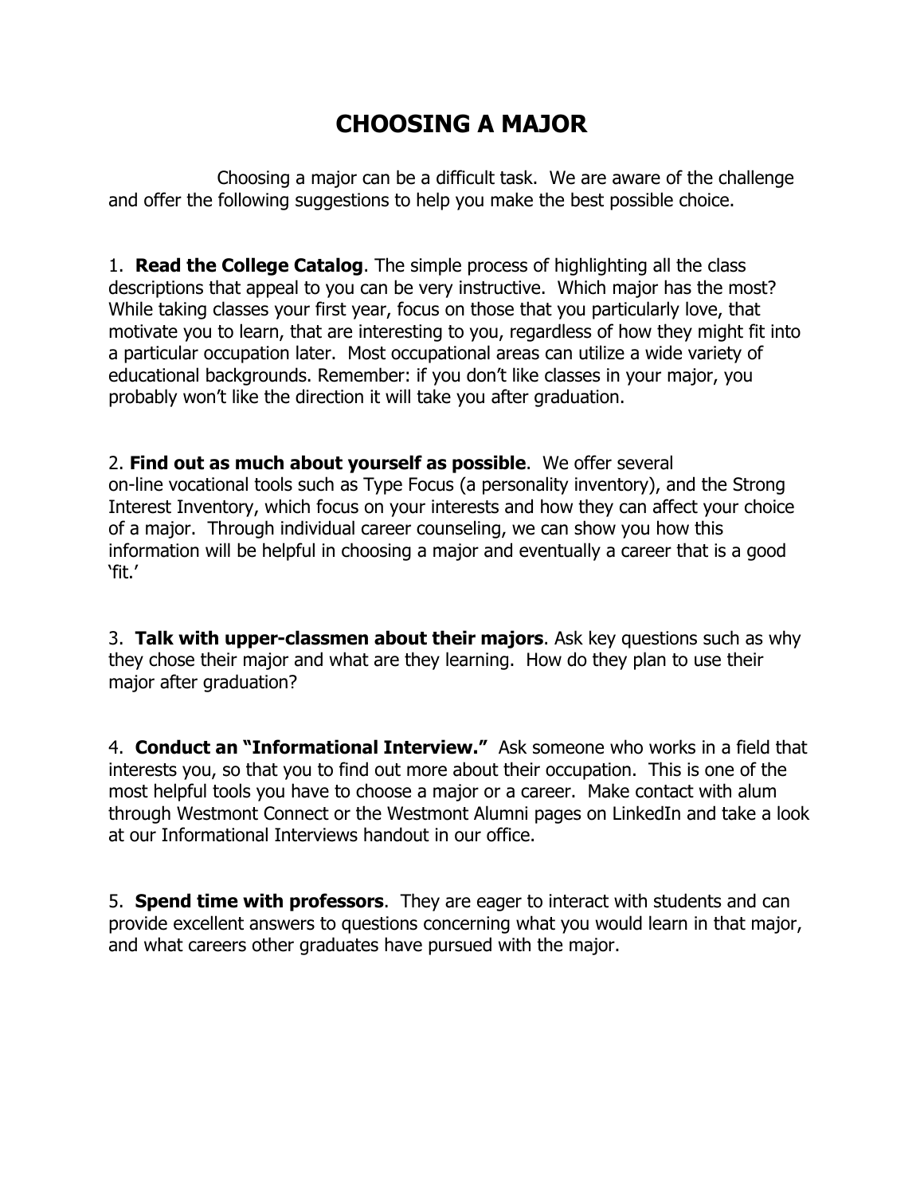# CHOOSING A MAJOR

Choosing a major can be a difficult task. We are aware of the challenge and offer the following suggestions to help you make the best possible choice.

1. **Read the College Catalog**. The simple process of highlighting all the class descriptions that appeal to you can be very instructive. Which major has the most? While taking classes your first year, focus on those that you particularly love, that motivate you to learn, that are interesting to you, regardless of how they might fit into a particular occupation later. Most occupational areas can utilize a wide variety of educational backgrounds. Remember: if you don't like classes in your major, you probably won't like the direction it will take you after graduation.

2. **Find out as much about yourself as possible**. We offer several on-line vocational tools such as Type Focus (a personality inventory), and the Strong Interest Inventory, which focus on your interests and how they can affect your choice of a major. Through individual career counseling, we can show you how this information will be helpful in choosing a major and eventually a career that is a good 'fit.'

3. **Talk with upper-classmen about their majors**. Ask key questions such as why they chose their major and what are they learning. How do they plan to use their major after graduation?

4. **Conduct an "Informational Interview."** Ask someone who works in a field that interests you, so that you to find out more about their occupation. This is one of the most helpful tools you have to choose a major or a career. Make contact with alum through Westmont Connect or the Westmont Alumni pages on LinkedIn and take a look at our Informational Interviews handout in our office.

5. **Spend time with professors**. They are eager to interact with students and can provide excellent answers to questions concerning what you would learn in that major, and what careers other graduates have pursued with the major.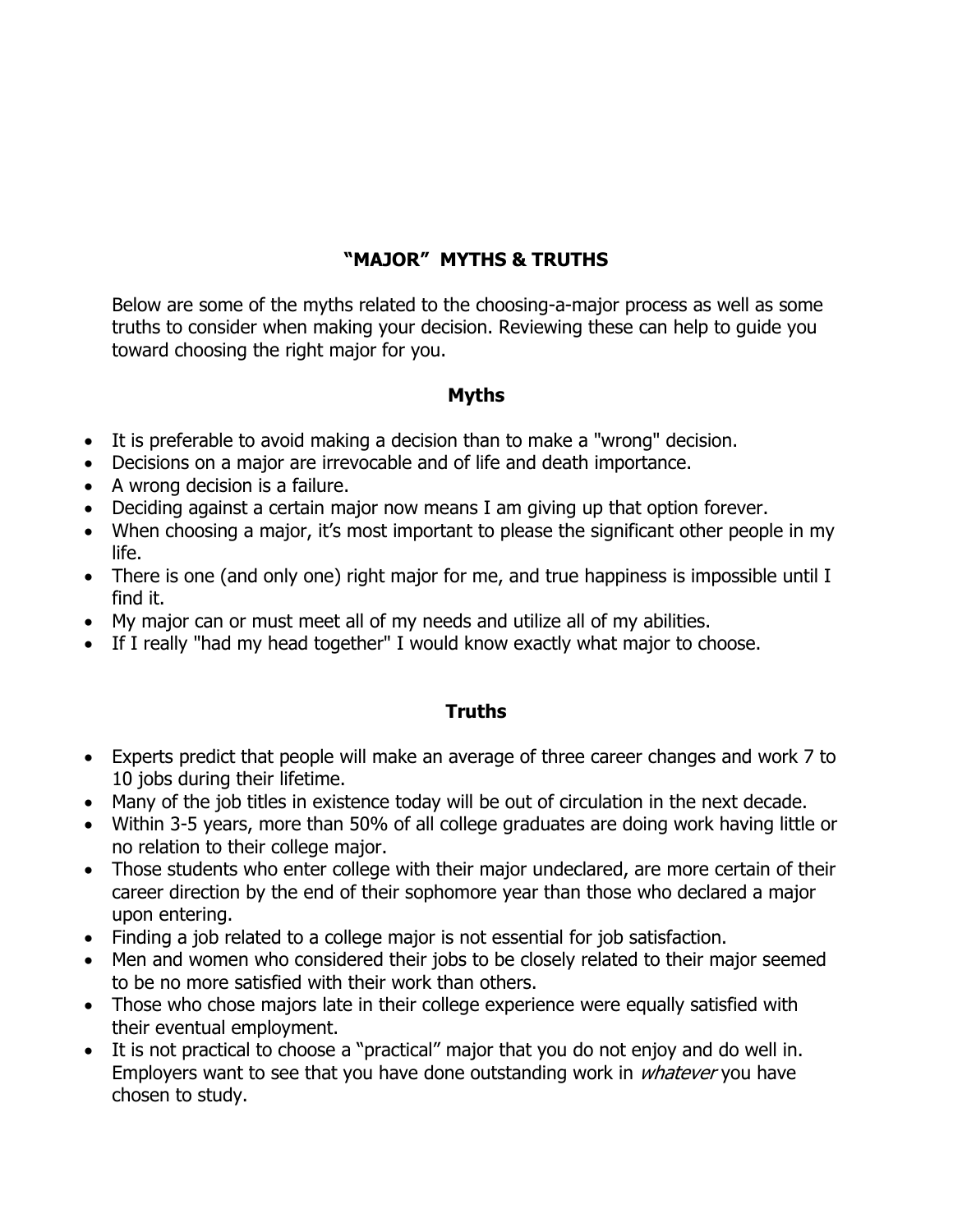## "MAJOR" MYTHS & TRUTHS

Below are some of the myths related to the choosing-a-major process as well as some truths to consider when making your decision. Reviewing these can help to guide you toward choosing the right major for you.

### Myths

- It is preferable to avoid making a decision than to make a "wrong" decision.
- Decisions on a major are irrevocable and of life and death importance.
- A wrong decision is a failure.
- Deciding against a certain major now means I am giving up that option forever.
- When choosing a major, it's most important to please the significant other people in my life.
- There is one (and only one) right major for me, and true happiness is impossible until I find it.
- My major can or must meet all of my needs and utilize all of my abilities.
- If I really "had my head together" I would know exactly what major to choose.

### Truths

- Experts predict that people will make an average of three career changes and work 7 to 10 jobs during their lifetime.
- Many of the job titles in existence today will be out of circulation in the next decade.
- Within 3-5 years, more than 50% of all college graduates are doing work having little or no relation to their college major.
- Those students who enter college with their major undeclared, are more certain of their career direction by the end of their sophomore year than those who declared a major upon entering.
- Finding a job related to a college major is not essential for job satisfaction.
- Men and women who considered their jobs to be closely related to their major seemed to be no more satisfied with their work than others.
- Those who chose majors late in their college experience were equally satisfied with their eventual employment.
- It is not practical to choose a "practical" major that you do not enjoy and do well in. Employers want to see that you have done outstanding work in *whatever* you have chosen to study.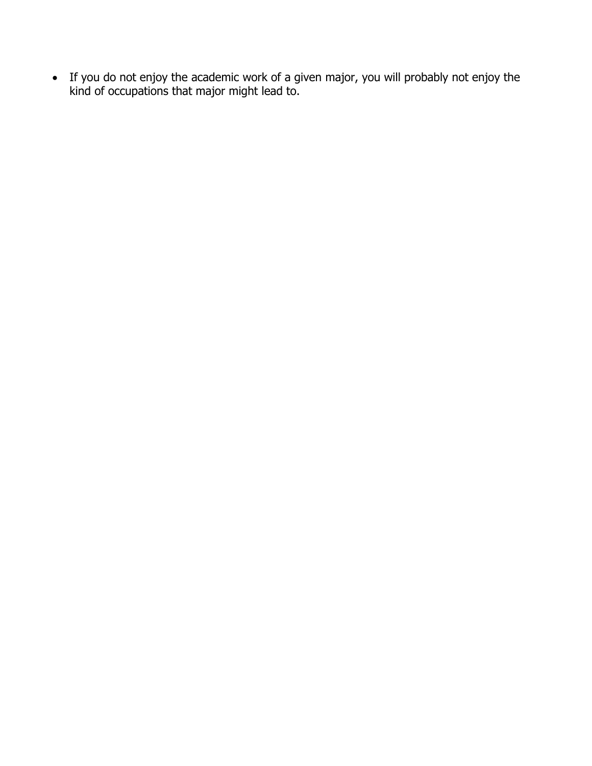- If you do not enjoy the academic work of a given major, you will probably not enjoy the kind of occupations that major might lead to.